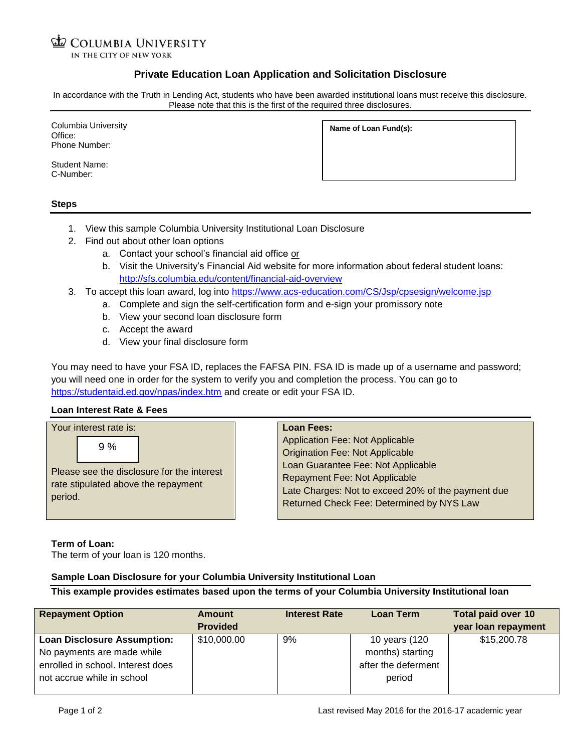COLUMBIA UNIVERSITY
IN THE CITY OF NEW YORK

# Private Education Loan Application and Solicitation Disclosure

In accordance with the Truth in Lending Act, students who have been awarded institutional loans must receive this disclosure. Please note that this is the first of the required three disclosures.

Columbia University
Office:
Phone Number:

Student Name:
C-Number:

**Name of Loan Fund(s):**

## Steps

1. View this sample Columbia University Institutional Loan Disclosure
2. Find out about other loan options
   a. Contact your school's financial aid office or
   b. Visit the University's Financial Aid website for more information about federal student loans: http://sfs.columbia.edu/content/financial-aid-overview
3. To accept this loan award, log into https://www.acs-education.com/CS/Jsp/cpsesign/welcome.jsp
   a. Complete and sign the self-certification form and e-sign your promissory note
   b. View your second loan disclosure form
   c. Accept the award
   d. View your final disclosure form

You may need to have your FSA ID, replaces the FAFSA PIN. FSA ID is made up of a username and password; you will need one in order for the system to verify you and completion the process. You can go to https://studentaid.ed.gov/npas/index.htm and create or edit your FSA ID.

## Loan Interest Rate & Fees

Your interest rate is:

9 %

Please see the disclosure for the interest rate stipulated above the repayment period.

**Loan Fees:**
Application Fee: Not Applicable
Origination Fee: Not Applicable
Loan Guarantee Fee: Not Applicable
Repayment Fee: Not Applicable
Late Charges: Not to exceed 20% of the payment due
Returned Check Fee: Determined by NYS Law

**Term of Loan:**
The term of your loan is 120 months.

**Sample Loan Disclosure for your Columbia University Institutional Loan**

**This example provides estimates based upon the terms of your Columbia University Institutional loan**

| Repayment Option | Amount Provided | Interest Rate | Loan Term | Total paid over 10 year loan repayment |
|---|---|---|---|---|
| **Loan Disclosure Assumption:** No payments are made while enrolled in school. Interest does not accrue while in school | $10,000.00 | 9% | 10 years (120 months) starting after the deferment period | $15,200.78 |

Last revised May 2016 for the 2016-17 academic year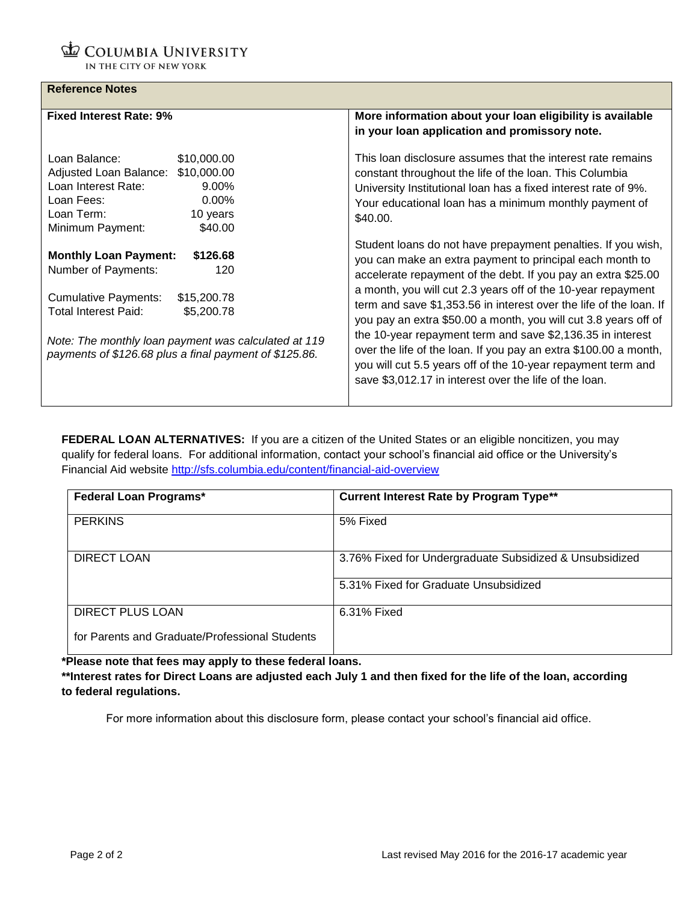COLUMBIA UNIVERSITY
IN THE CITY OF NEW YORK

## Reference Notes

| **Fixed Interest Rate: 9%** | **More information about your loan eligibility is available in your loan application and promissory note.** |
|---|---|
| Loan Balance: $10,000.00<br>Adjusted Loan Balance: $10,000.00<br>Loan Interest Rate: 9.00%<br>Loan Fees: 0.00%<br>Loan Term: 10 years<br>Minimum Payment: $40.00<br><br>**Monthly Loan Payment: $126.68**<br>Number of Payments: 120<br><br>Cumulative Payments: $15,200.78<br>Total Interest Paid: $5,200.78<br><br>*Note: The monthly loan payment was calculated at 119 payments of $126.68 plus a final payment of $125.86.* | This loan disclosure assumes that the interest rate remains constant throughout the life of the loan. This Columbia University Institutional loan has a fixed interest rate of 9%. Your educational loan has a minimum monthly payment of $40.00.<br><br>Student loans do not have prepayment penalties. If you wish, you can make an extra payment to principal each month to accelerate repayment of the debt. If you pay an extra $25.00 a month, you will cut 2.3 years off of the 10-year repayment term and save $1,353.56 in interest over the life of the loan. If you pay an extra $50.00 a month, you will cut 3.8 years off of the 10-year repayment term and save $2,136.35 in interest over the life of the loan. If you pay an extra $100.00 a month, you will cut 5.5 years off of the 10-year repayment term and save $3,012.17 in interest over the life of the loan. |

**FEDERAL LOAN ALTERNATIVES:** If you are a citizen of the United States or an eligible noncitizen, you may qualify for federal loans. For additional information, contact your school's financial aid office or the University's Financial Aid website http://sfs.columbia.edu/content/financial-aid-overview

| Federal Loan Programs* | Current Interest Rate by Program Type** |
|---|---|
| PERKINS | 5% Fixed |
| DIRECT LOAN | 3.76% Fixed for Undergraduate Subsidized & Unsubsidized |
| | 5.31% Fixed for Graduate Unsubsidized |
| DIRECT PLUS LOAN<br><br>for Parents and Graduate/Professional Students | 6.31% Fixed |

**\*Please note that fees may apply to these federal loans.**

**\*\*Interest rates for Direct Loans are adjusted each July 1 and then fixed for the life of the loan, according to federal regulations.**

For more information about this disclosure form, please contact your school's financial aid office.

Last revised May 2016 for the 2016-17 academic year